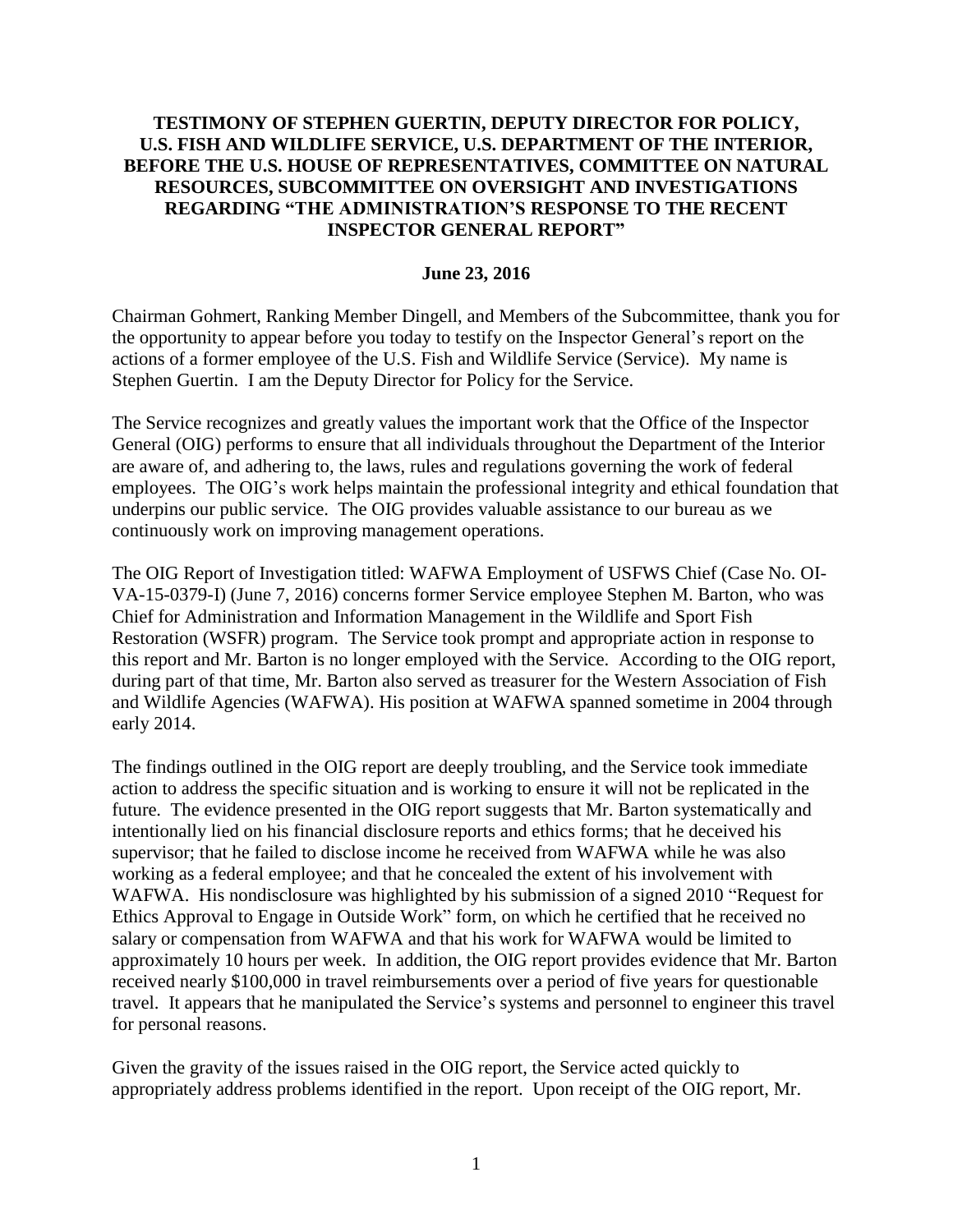**TESTIMONY OF STEPHEN GUERTIN, DEPUTY DIRECTOR FOR POLICY, U.S. FISH AND WILDLIFE SERVICE, U.S. DEPARTMENT OF THE INTERIOR, BEFORE THE U.S. HOUSE OF REPRESENTATIVES, COMMITTEE ON NATURAL RESOURCES, SUBCOMMITTEE ON OVERSIGHT AND INVESTIGATIONS REGARDING "THE ADMINISTRATION'S RESPONSE TO THE RECENT INSPECTOR GENERAL REPORT"**

**June 23, 2016**

Chairman Gohmert, Ranking Member Dingell, and Members of the Subcommittee, thank you for the opportunity to appear before you today to testify on the Inspector General's report on the actions of a former employee of the U.S. Fish and Wildlife Service (Service). My name is Stephen Guertin. I am the Deputy Director for Policy for the Service.

The Service recognizes and greatly values the important work that the Office of the Inspector General (OIG) performs to ensure that all individuals throughout the Department of the Interior are aware of, and adhering to, the laws, rules and regulations governing the work of federal employees. The OIG's work helps maintain the professional integrity and ethical foundation that underpins our public service. The OIG provides valuable assistance to our bureau as we continuously work on improving management operations.

The OIG Report of Investigation titled: WAFWA Employment of USFWS Chief (Case No. OI-VA-15-0379-I) (June 7, 2016) concerns former Service employee Stephen M. Barton, who was Chief for Administration and Information Management in the Wildlife and Sport Fish Restoration (WSFR) program. The Service took prompt and appropriate action in response to this report and Mr. Barton is no longer employed with the Service. According to the OIG report, during part of that time, Mr. Barton also served as treasurer for the Western Association of Fish and Wildlife Agencies (WAFWA). His position at WAFWA spanned sometime in 2004 through early 2014.

The findings outlined in the OIG report are deeply troubling, and the Service took immediate action to address the specific situation and is working to ensure it will not be replicated in the future. The evidence presented in the OIG report suggests that Mr. Barton systematically and intentionally lied on his financial disclosure reports and ethics forms; that he deceived his supervisor; that he failed to disclose income he received from WAFWA while he was also working as a federal employee; and that he concealed the extent of his involvement with WAFWA. His nondisclosure was highlighted by his submission of a signed 2010 "Request for Ethics Approval to Engage in Outside Work" form, on which he certified that he received no salary or compensation from WAFWA and that his work for WAFWA would be limited to approximately 10 hours per week. In addition, the OIG report provides evidence that Mr. Barton received nearly $100,000 in travel reimbursements over a period of five years for questionable travel. It appears that he manipulated the Service's systems and personnel to engineer this travel for personal reasons.

Given the gravity of the issues raised in the OIG report, the Service acted quickly to appropriately address problems identified in the report. Upon receipt of the OIG report, Mr.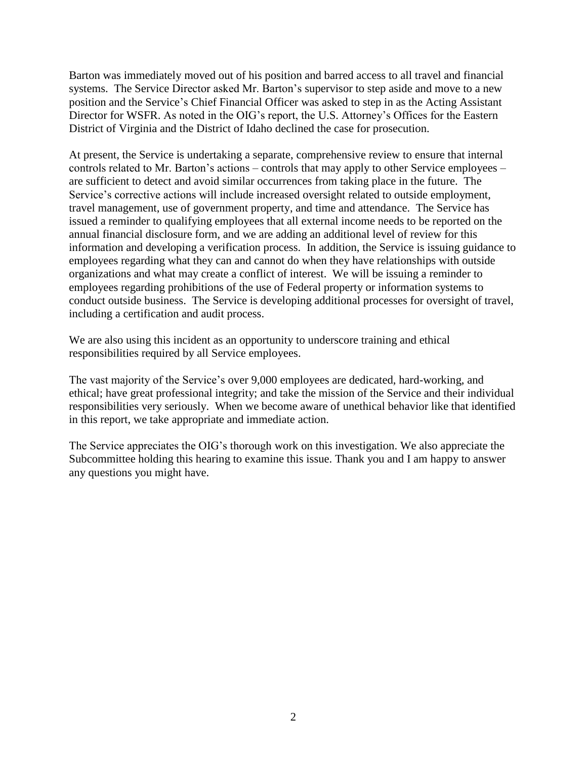Barton was immediately moved out of his position and barred access to all travel and financial systems. The Service Director asked Mr. Barton's supervisor to step aside and move to a new position and the Service's Chief Financial Officer was asked to step in as the Acting Assistant Director for WSFR. As noted in the OIG's report, the U.S. Attorney's Offices for the Eastern District of Virginia and the District of Idaho declined the case for prosecution.

At present, the Service is undertaking a separate, comprehensive review to ensure that internal controls related to Mr. Barton's actions – controls that may apply to other Service employees – are sufficient to detect and avoid similar occurrences from taking place in the future. The Service's corrective actions will include increased oversight related to outside employment, travel management, use of government property, and time and attendance. The Service has issued a reminder to qualifying employees that all external income needs to be reported on the annual financial disclosure form, and we are adding an additional level of review for this information and developing a verification process. In addition, the Service is issuing guidance to employees regarding what they can and cannot do when they have relationships with outside organizations and what may create a conflict of interest. We will be issuing a reminder to employees regarding prohibitions of the use of Federal property or information systems to conduct outside business. The Service is developing additional processes for oversight of travel, including a certification and audit process.

We are also using this incident as an opportunity to underscore training and ethical responsibilities required by all Service employees.

The vast majority of the Service's over 9,000 employees are dedicated, hard-working, and ethical; have great professional integrity; and take the mission of the Service and their individual responsibilities very seriously. When we become aware of unethical behavior like that identified in this report, we take appropriate and immediate action.

The Service appreciates the OIG's thorough work on this investigation. We also appreciate the Subcommittee holding this hearing to examine this issue. Thank you and I am happy to answer any questions you might have.